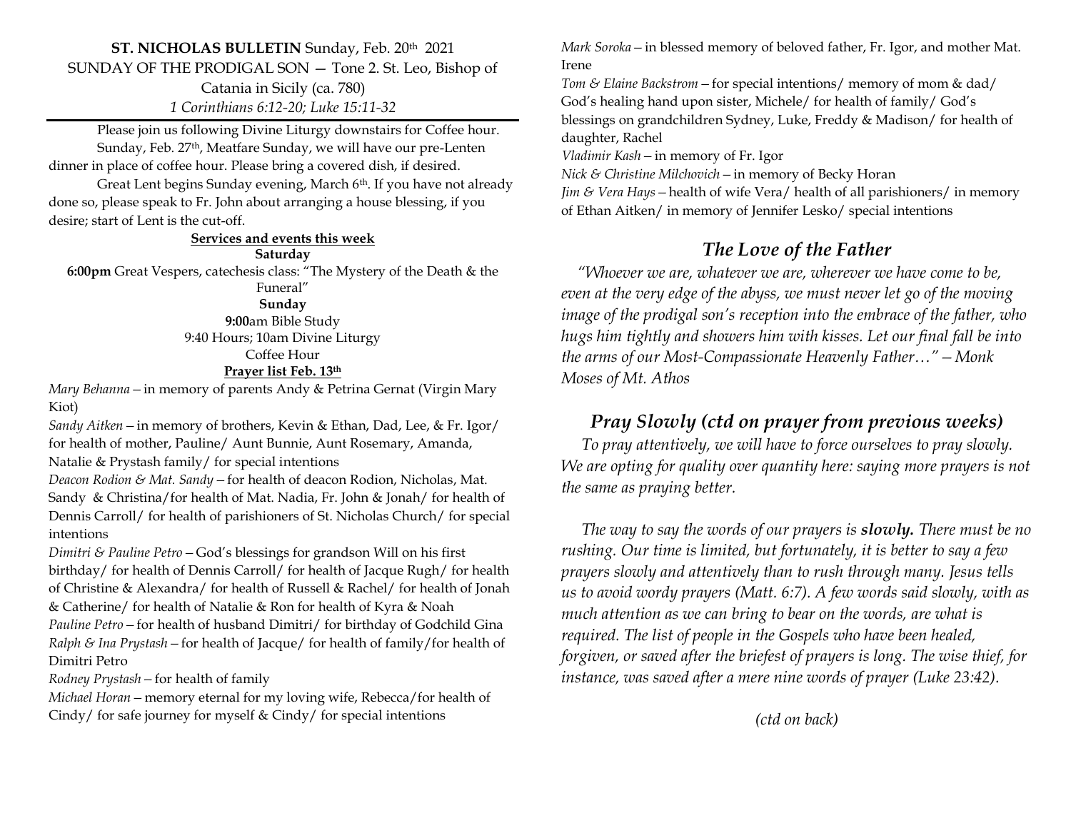**ST. NICHOLAS BULLETIN** Sunday, Feb. 20th 2021

SUNDAY OF THE PRODIGAL SON — Tone 2. St. Leo, Bishop of Catania in Sicily (ca. 780)

*1 Corinthians 6:12-20; Luke 15:11-32*

---

Please join us following Divine Liturgy downstairs for Coffee hour.

Sunday, Feb. 27th, Meatfare Sunday, we will have our pre-Lenten dinner in place of coffee hour. Please bring a covered dish, if desired.

Great Lent begins Sunday evening, March 6th. If you have not already done so, please speak to Fr. John about arranging a house blessing, if you desire; start of Lent is the cut-off.

**Services and events this week**

**Saturday**

**6:00pm** Great Vespers, catechesis class: "The Mystery of the Death & the Funeral"

**Sunday**

**9:00**am Bible Study

9:40 Hours; 10am Divine Liturgy

Coffee Hour

**Prayer list Feb. 13th**

*Mary Behanna* – in memory of parents Andy & Petrina Gernat (Virgin Mary Kiot)

*Sandy Aitken* – in memory of brothers, Kevin & Ethan, Dad, Lee, & Fr. Igor/ for health of mother, Pauline/ Aunt Bunnie, Aunt Rosemary, Amanda, Natalie & Prystash family/ for special intentions

*Deacon Rodion & Mat. Sandy* – for health of deacon Rodion, Nicholas, Mat. Sandy & Christina/for health of Mat. Nadia, Fr. John & Jonah/ for health of Dennis Carroll/ for health of parishioners of St. Nicholas Church/ for special intentions

*Dimitri & Pauline Petro* – God's blessings for grandson Will on his first birthday/ for health of Dennis Carroll/ for health of Jacque Rugh/ for health of Christine & Alexandra/ for health of Russell & Rachel/ for health of Jonah & Catherine/ for health of Natalie & Ron for health of Kyra & Noah

*Pauline Petro* – for health of husband Dimitri/ for birthday of Godchild Gina

*Ralph & Ina Prystash* – for health of Jacque/ for health of family/for health of Dimitri Petro

*Rodney Prystash* – for health of family

*Michael Horan* – memory eternal for my loving wife, Rebecca/for health of Cindy/ for safe journey for myself & Cindy/ for special intentions

*Mark Soroka* – in blessed memory of beloved father, Fr. Igor, and mother Mat. Irene

*Tom & Elaine Backstrom* – for special intentions/ memory of mom & dad/ God's healing hand upon sister, Michele/ for health of family/ God's blessings on grandchildren Sydney, Luke, Freddy & Madison/ for health of daughter, Rachel

*Vladimir Kash* – in memory of Fr. Igor

*Nick & Christine Milchovich* – in memory of Becky Horan

*Jim & Vera Hays* – health of wife Vera/ health of all parishioners/ in memory of Ethan Aitken/ in memory of Jennifer Lesko/ special intentions

## *The Love of the Father*

*"Whoever we are, whatever we are, wherever we have come to be, even at the very edge of the abyss, we must never let go of the moving image of the prodigal son's reception into the embrace of the father, who hugs him tightly and showers him with kisses. Let our final fall be into the arms of our Most-Compassionate Heavenly Father…" – Monk Moses of Mt. Athos*

## *Pray Slowly (ctd on prayer from previous weeks)*

*To pray attentively, we will have to force ourselves to pray slowly. We are opting for quality over quantity here: saying more prayers is not the same as praying better.*

*The way to say the words of our prayers is **slowly.** There must be no rushing. Our time is limited, but fortunately, it is better to say a few prayers slowly and attentively than to rush through many. Jesus tells us to avoid wordy prayers (Matt. 6:7). A few words said slowly, with as much attention as we can bring to bear on the words, are what is required. The list of people in the Gospels who have been healed, forgiven, or saved after the briefest of prayers is long. The wise thief, for instance, was saved after a mere nine words of prayer (Luke 23:42).*

*(ctd on back)*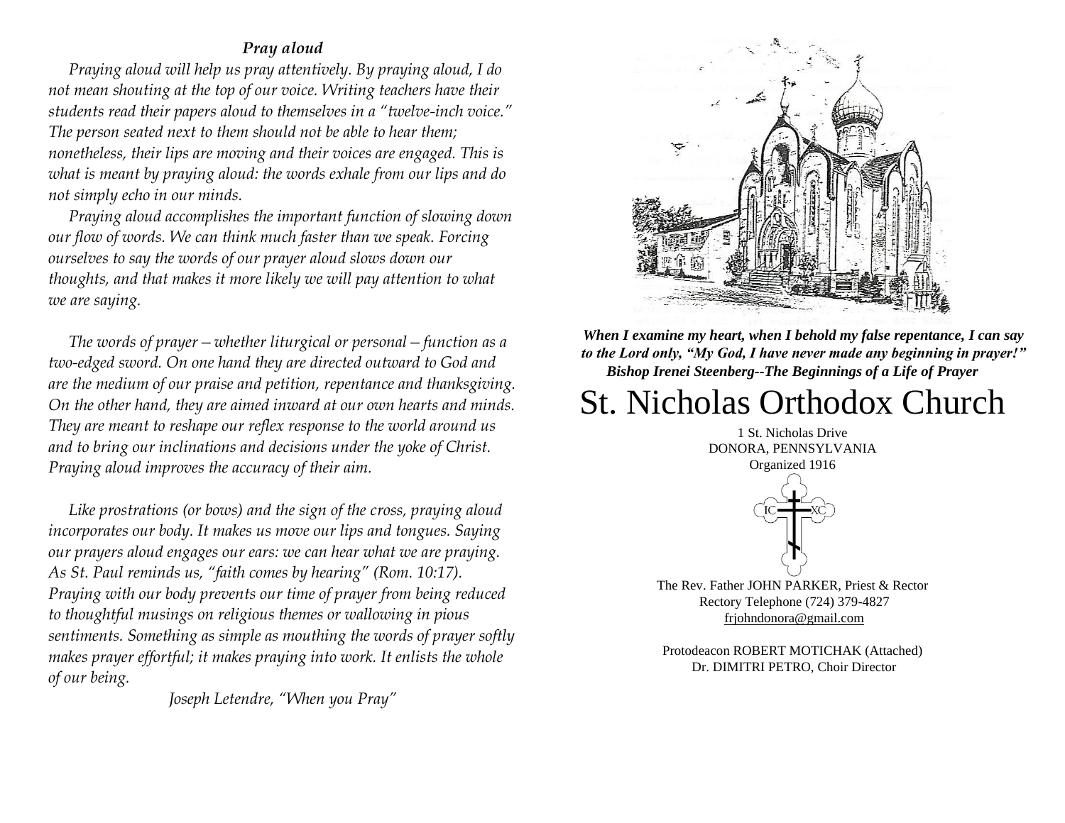### *Pray aloud*

*Praying aloud will help us pray attentively. By praying aloud, I do not mean shouting at the top of our voice. Writing teachers have their students read their papers aloud to themselves in a "twelve-inch voice." The person seated next to them should not be able to hear them; nonetheless, their lips are moving and their voices are engaged. This is what is meant by praying aloud: the words exhale from our lips and do not simply echo in our minds.*

*Praying aloud accomplishes the important function of slowing down our flow of words. We can think much faster than we speak. Forcing ourselves to say the words of our prayer aloud slows down our thoughts, and that makes it more likely we will pay attention to what we are saying.*

*The words of prayer – whether liturgical or personal – function as a two-edged sword. On one hand they are directed outward to God and are the medium of our praise and petition, repentance and thanksgiving. On the other hand, they are aimed inward at our own hearts and minds. They are meant to reshape our reflex response to the world around us and to bring our inclinations and decisions under the yoke of Christ. Praying aloud improves the accuracy of their aim.*

*Like prostrations (or bows) and the sign of the cross, praying aloud incorporates our body. It makes us move our lips and tongues. Saying our prayers aloud engages our ears: we can hear what we are praying. As St. Paul reminds us, "faith comes by hearing" (Rom. 10:17). Praying with our body prevents our time of prayer from being reduced to thoughtful musings on religious themes or wallowing in pious sentiments. Something as simple as mouthing the words of prayer softly makes prayer effortful; it makes praying into work. It enlists the whole of our being.*

*Joseph Letendre, "When you Pray"*

***When I examine my heart, when I behold my false repentance, I can say to the Lord only, "My God, I have never made any beginning in prayer!"***
***Bishop Irenei Steenberg--The Beginnings of a Life of Prayer***

# St. Nicholas Orthodox Church

1 St. Nicholas Drive
DONORA, PENNSYLVANIA
Organized 1916

IC XC

The Rev. Father JOHN PARKER, Priest & Rector
Rectory Telephone (724) 379-4827
frjohndonora@gmail.com

Protodeacon ROBERT MOTICHAK (Attached)
Dr. DIMITRI PETRO, Choir Director